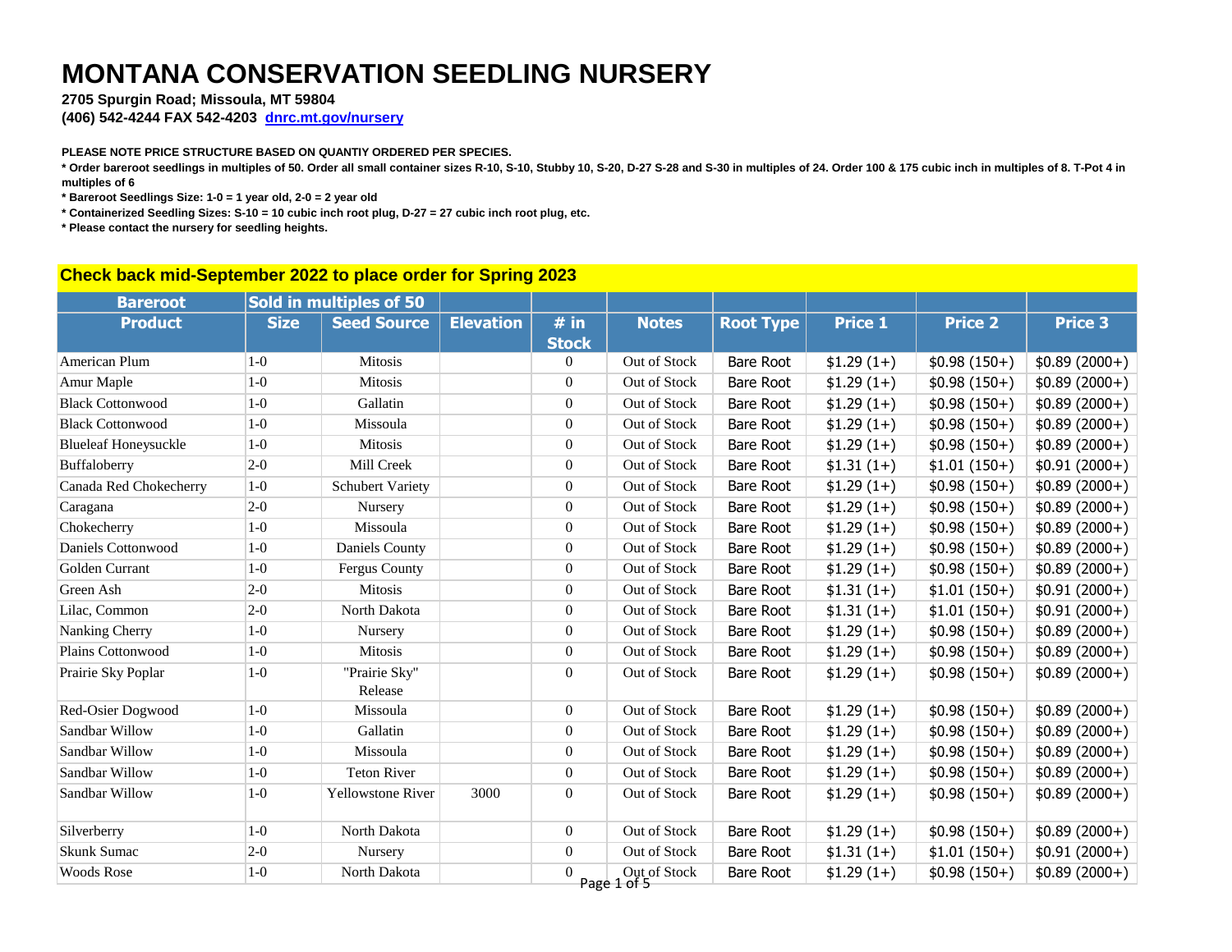# MONTANA CONSERVATION SEEDLING NURSERY

**2705 Spurgin Road; Missoula, MT 59804**
**(406) 542-4244 FAX 542-4203 [dnrc.mt.gov/nursery](dnrc.mt.gov/nursery)**

**PLEASE NOTE PRICE STRUCTURE BASED ON QUANTIY ORDERED PER SPECIES.**

**\* Order bareroot seedlings in multiples of 50. Order all small container sizes R-10, S-10, Stubby 10, S-20, D-27 S-28 and S-30 in multiples of 24. Order 100 & 175 cubic inch in multiples of 8. T-Pot 4 in multiples of 6**

**\* Bareroot Seedlings Size: 1-0 = 1 year old, 2-0 = 2 year old**

**\* Containerized Seedling Sizes: S-10 = 10 cubic inch root plug, D-27 = 27 cubic inch root plug, etc.**

**\* Please contact the nursery for seedling heights.**

## Check back mid-September 2022 to place order for Spring 2023

| Bareroot | Sold in multiples of 50 | | | | | | | | |
|---|---|---|---|---|---|---|---|---|---|
| **Product** | **Size** | **Seed Source** | **Elevation** | **# in Stock** | **Notes** | **Root Type** | **Price 1** | **Price 2** | **Price 3** |
| American Plum | 1-0 | Mitosis | | 0 | Out of Stock | Bare Root | $1.29 (1+) | $0.98 (150+) | $0.89 (2000+) |
| Amur Maple | 1-0 | Mitosis | | 0 | Out of Stock | Bare Root | $1.29 (1+) | $0.98 (150+) | $0.89 (2000+) |
| Black Cottonwood | 1-0 | Gallatin | | 0 | Out of Stock | Bare Root | $1.29 (1+) | $0.98 (150+) | $0.89 (2000+) |
| Black Cottonwood | 1-0 | Missoula | | 0 | Out of Stock | Bare Root | $1.29 (1+) | $0.98 (150+) | $0.89 (2000+) |
| Blueleaf Honeysuckle | 1-0 | Mitosis | | 0 | Out of Stock | Bare Root | $1.29 (1+) | $0.98 (150+) | $0.89 (2000+) |
| Buffaloberry | 2-0 | Mill Creek | | 0 | Out of Stock | Bare Root | $1.31 (1+) | $1.01 (150+) | $0.91 (2000+) |
| Canada Red Chokecherry | 1-0 | Schubert Variety | | 0 | Out of Stock | Bare Root | $1.29 (1+) | $0.98 (150+) | $0.89 (2000+) |
| Caragana | 2-0 | Nursery | | 0 | Out of Stock | Bare Root | $1.29 (1+) | $0.98 (150+) | $0.89 (2000+) |
| Chokecherry | 1-0 | Missoula | | 0 | Out of Stock | Bare Root | $1.29 (1+) | $0.98 (150+) | $0.89 (2000+) |
| Daniels Cottonwood | 1-0 | Daniels County | | 0 | Out of Stock | Bare Root | $1.29 (1+) | $0.98 (150+) | $0.89 (2000+) |
| Golden Currant | 1-0 | Fergus County | | 0 | Out of Stock | Bare Root | $1.29 (1+) | $0.98 (150+) | $0.89 (2000+) |
| Green Ash | 2-0 | Mitosis | | 0 | Out of Stock | Bare Root | $1.31 (1+) | $1.01 (150+) | $0.91 (2000+) |
| Lilac, Common | 2-0 | North Dakota | | 0 | Out of Stock | Bare Root | $1.31 (1+) | $1.01 (150+) | $0.91 (2000+) |
| Nanking Cherry | 1-0 | Nursery | | 0 | Out of Stock | Bare Root | $1.29 (1+) | $0.98 (150+) | $0.89 (2000+) |
| Plains Cottonwood | 1-0 | Mitosis | | 0 | Out of Stock | Bare Root | $1.29 (1+) | $0.98 (150+) | $0.89 (2000+) |
| Prairie Sky Poplar | 1-0 | "Prairie Sky" Release | | 0 | Out of Stock | Bare Root | $1.29 (1+) | $0.98 (150+) | $0.89 (2000+) |
| Red-Osier Dogwood | 1-0 | Missoula | | 0 | Out of Stock | Bare Root | $1.29 (1+) | $0.98 (150+) | $0.89 (2000+) |
| Sandbar Willow | 1-0 | Gallatin | | 0 | Out of Stock | Bare Root | $1.29 (1+) | $0.98 (150+) | $0.89 (2000+) |
| Sandbar Willow | 1-0 | Missoula | | 0 | Out of Stock | Bare Root | $1.29 (1+) | $0.98 (150+) | $0.89 (2000+) |
| Sandbar Willow | 1-0 | Teton River | | 0 | Out of Stock | Bare Root | $1.29 (1+) | $0.98 (150+) | $0.89 (2000+) |
| Sandbar Willow | 1-0 | Yellowstone River | 3000 | 0 | Out of Stock | Bare Root | $1.29 (1+) | $0.98 (150+) | $0.89 (2000+) |
| Silverberry | 1-0 | North Dakota | | 0 | Out of Stock | Bare Root | $1.29 (1+) | $0.98 (150+) | $0.89 (2000+) |
| Skunk Sumac | 2-0 | Nursery | | 0 | Out of Stock | Bare Root | $1.31 (1+) | $1.01 (150+) | $0.91 (2000+) |
| Woods Rose | 1-0 | North Dakota | | 0 | Out of Stock | Bare Root | $1.29 (1+) | $0.98 (150+) | $0.89 (2000+) |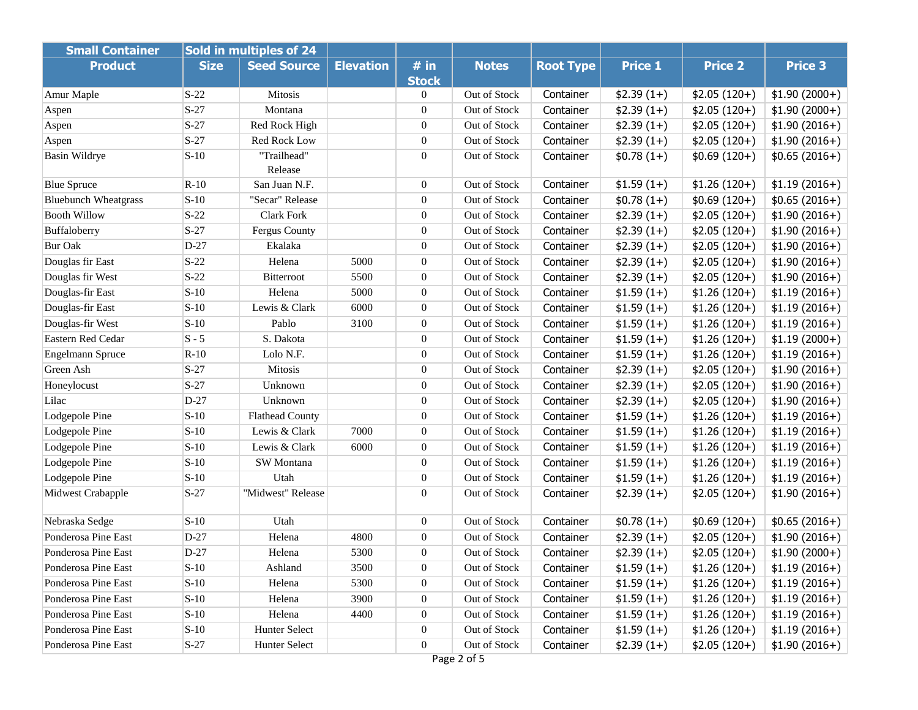| Small Container | Sold in multiples of 24 | | | | | | | | |
|---|---|---|---|---|---|---|---|---|---|
| Product | Size | Seed Source | Elevation | # in Stock | Notes | Root Type | Price 1 | Price 2 | Price 3 |
| Amur Maple | S-22 | Mitosis | | 0 | Out of Stock | Container | $2.39 (1+) | $2.05 (120+) | $1.90 (2000+) |
| Aspen | S-27 | Montana | | 0 | Out of Stock | Container | $2.39 (1+) | $2.05 (120+) | $1.90 (2000+) |
| Aspen | S-27 | Red Rock High | | 0 | Out of Stock | Container | $2.39 (1+) | $2.05 (120+) | $1.90 (2016+) |
| Aspen | S-27 | Red Rock Low | | 0 | Out of Stock | Container | $2.39 (1+) | $2.05 (120+) | $1.90 (2016+) |
| Basin Wildrye | S-10 | "Trailhead" Release | | 0 | Out of Stock | Container | $0.78 (1+) | $0.69 (120+) | $0.65 (2016+) |
| Blue Spruce | R-10 | San Juan N.F. | | 0 | Out of Stock | Container | $1.59 (1+) | $1.26 (120+) | $1.19 (2016+) |
| Bluebunch Wheatgrass | S-10 | "Secar" Release | | 0 | Out of Stock | Container | $0.78 (1+) | $0.69 (120+) | $0.65 (2016+) |
| Booth Willow | S-22 | Clark Fork | | 0 | Out of Stock | Container | $2.39 (1+) | $2.05 (120+) | $1.90 (2016+) |
| Buffaloberry | S-27 | Fergus County | | 0 | Out of Stock | Container | $2.39 (1+) | $2.05 (120+) | $1.90 (2016+) |
| Bur Oak | D-27 | Ekalaka | | 0 | Out of Stock | Container | $2.39 (1+) | $2.05 (120+) | $1.90 (2016+) |
| Douglas fir East | S-22 | Helena | 5000 | 0 | Out of Stock | Container | $2.39 (1+) | $2.05 (120+) | $1.90 (2016+) |
| Douglas fir West | S-22 | Bitterroot | 5500 | 0 | Out of Stock | Container | $2.39 (1+) | $2.05 (120+) | $1.90 (2016+) |
| Douglas-fir East | S-10 | Helena | 5000 | 0 | Out of Stock | Container | $1.59 (1+) | $1.26 (120+) | $1.19 (2016+) |
| Douglas-fir East | S-10 | Lewis & Clark | 6000 | 0 | Out of Stock | Container | $1.59 (1+) | $1.26 (120+) | $1.19 (2016+) |
| Douglas-fir West | S-10 | Pablo | 3100 | 0 | Out of Stock | Container | $1.59 (1+) | $1.26 (120+) | $1.19 (2016+) |
| Eastern Red Cedar | S - 5 | S. Dakota | | 0 | Out of Stock | Container | $1.59 (1+) | $1.26 (120+) | $1.19 (2000+) |
| Engelmann Spruce | R-10 | Lolo N.F. | | 0 | Out of Stock | Container | $1.59 (1+) | $1.26 (120+) | $1.19 (2016+) |
| Green Ash | S-27 | Mitosis | | 0 | Out of Stock | Container | $2.39 (1+) | $2.05 (120+) | $1.90 (2016+) |
| Honeylocust | S-27 | Unknown | | 0 | Out of Stock | Container | $2.39 (1+) | $2.05 (120+) | $1.90 (2016+) |
| Lilac | D-27 | Unknown | | 0 | Out of Stock | Container | $2.39 (1+) | $2.05 (120+) | $1.90 (2016+) |
| Lodgepole Pine | S-10 | Flathead County | | 0 | Out of Stock | Container | $1.59 (1+) | $1.26 (120+) | $1.19 (2016+) |
| Lodgepole Pine | S-10 | Lewis & Clark | 7000 | 0 | Out of Stock | Container | $1.59 (1+) | $1.26 (120+) | $1.19 (2016+) |
| Lodgepole Pine | S-10 | Lewis & Clark | 6000 | 0 | Out of Stock | Container | $1.59 (1+) | $1.26 (120+) | $1.19 (2016+) |
| Lodgepole Pine | S-10 | SW Montana | | 0 | Out of Stock | Container | $1.59 (1+) | $1.26 (120+) | $1.19 (2016+) |
| Lodgepole Pine | S-10 | Utah | | 0 | Out of Stock | Container | $1.59 (1+) | $1.26 (120+) | $1.19 (2016+) |
| Midwest Crabapple | S-27 | "Midwest" Release | | 0 | Out of Stock | Container | $2.39 (1+) | $2.05 (120+) | $1.90 (2016+) |
| Nebraska Sedge | S-10 | Utah | | 0 | Out of Stock | Container | $0.78 (1+) | $0.69 (120+) | $0.65 (2016+) |
| Ponderosa Pine East | D-27 | Helena | 4800 | 0 | Out of Stock | Container | $2.39 (1+) | $2.05 (120+) | $1.90 (2016+) |
| Ponderosa Pine East | D-27 | Helena | 5300 | 0 | Out of Stock | Container | $2.39 (1+) | $2.05 (120+) | $1.90 (2000+) |
| Ponderosa Pine East | S-10 | Ashland | 3500 | 0 | Out of Stock | Container | $1.59 (1+) | $1.26 (120+) | $1.19 (2016+) |
| Ponderosa Pine East | S-10 | Helena | 5300 | 0 | Out of Stock | Container | $1.59 (1+) | $1.26 (120+) | $1.19 (2016+) |
| Ponderosa Pine East | S-10 | Helena | 3900 | 0 | Out of Stock | Container | $1.59 (1+) | $1.26 (120+) | $1.19 (2016+) |
| Ponderosa Pine East | S-10 | Helena | 4400 | 0 | Out of Stock | Container | $1.59 (1+) | $1.26 (120+) | $1.19 (2016+) |
| Ponderosa Pine East | S-10 | Hunter Select | | 0 | Out of Stock | Container | $1.59 (1+) | $1.26 (120+) | $1.19 (2016+) |
| Ponderosa Pine East | S-27 | Hunter Select | | 0 | Out of Stock | Container | $2.39 (1+) | $2.05 (120+) | $1.90 (2016+) |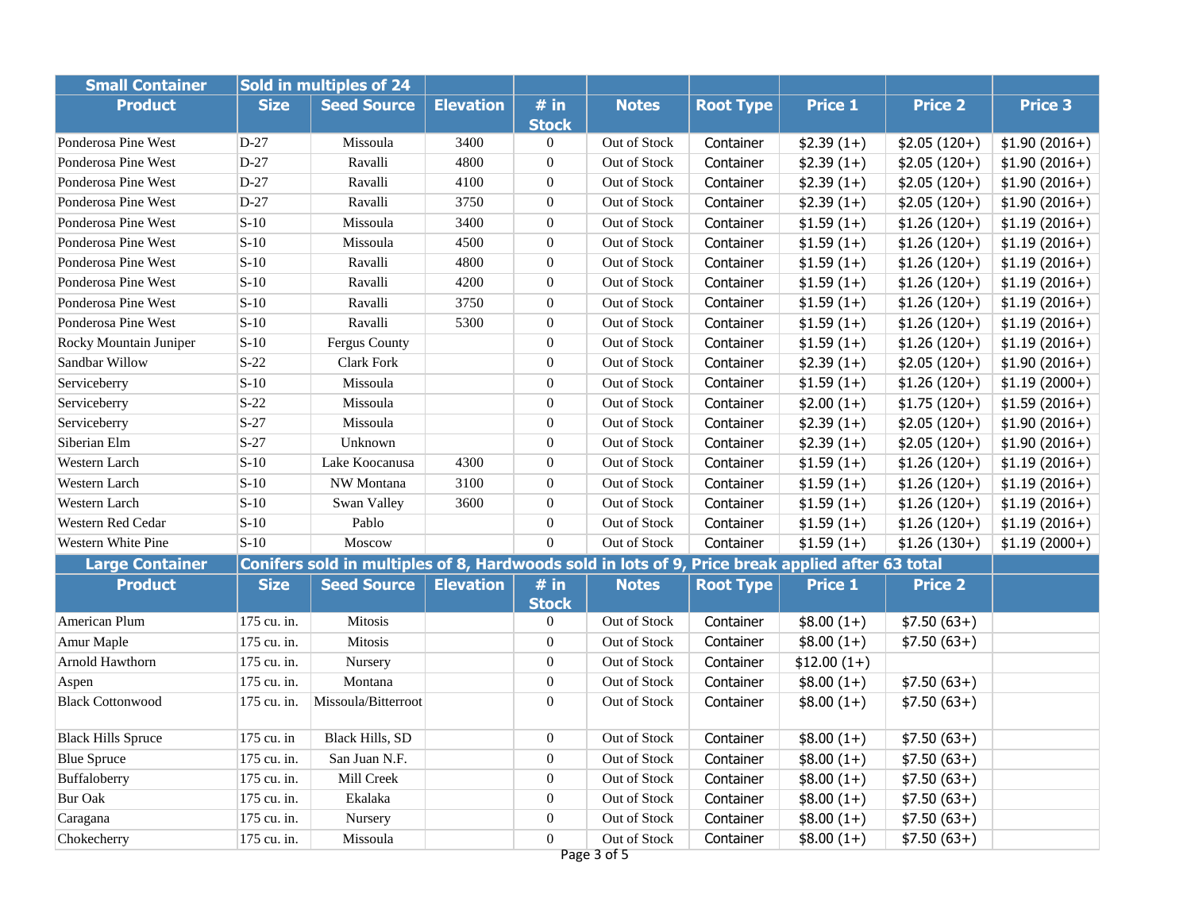| Small Container | Sold in multiples of 24 | | | | | | | | |
|---|---|---|---|---|---|---|---|---|---|
| Product | Size | Seed Source | Elevation | # in Stock | Notes | Root Type | Price 1 | Price 2 | Price 3 |
| Ponderosa Pine West | D-27 | Missoula | 3400 | 0 | Out of Stock | Container | $2.39 (1+) | $2.05 (120+) | $1.90 (2016+) |
| Ponderosa Pine West | D-27 | Ravalli | 4800 | 0 | Out of Stock | Container | $2.39 (1+) | $2.05 (120+) | $1.90 (2016+) |
| Ponderosa Pine West | D-27 | Ravalli | 4100 | 0 | Out of Stock | Container | $2.39 (1+) | $2.05 (120+) | $1.90 (2016+) |
| Ponderosa Pine West | D-27 | Ravalli | 3750 | 0 | Out of Stock | Container | $2.39 (1+) | $2.05 (120+) | $1.90 (2016+) |
| Ponderosa Pine West | S-10 | Missoula | 3400 | 0 | Out of Stock | Container | $1.59 (1+) | $1.26 (120+) | $1.19 (2016+) |
| Ponderosa Pine West | S-10 | Missoula | 4500 | 0 | Out of Stock | Container | $1.59 (1+) | $1.26 (120+) | $1.19 (2016+) |
| Ponderosa Pine West | S-10 | Ravalli | 4800 | 0 | Out of Stock | Container | $1.59 (1+) | $1.26 (120+) | $1.19 (2016+) |
| Ponderosa Pine West | S-10 | Ravalli | 4200 | 0 | Out of Stock | Container | $1.59 (1+) | $1.26 (120+) | $1.19 (2016+) |
| Ponderosa Pine West | S-10 | Ravalli | 3750 | 0 | Out of Stock | Container | $1.59 (1+) | $1.26 (120+) | $1.19 (2016+) |
| Ponderosa Pine West | S-10 | Ravalli | 5300 | 0 | Out of Stock | Container | $1.59 (1+) | $1.26 (120+) | $1.19 (2016+) |
| Rocky Mountain Juniper | S-10 | Fergus County | | 0 | Out of Stock | Container | $1.59 (1+) | $1.26 (120+) | $1.19 (2016+) |
| Sandbar Willow | S-22 | Clark Fork | | 0 | Out of Stock | Container | $2.39 (1+) | $2.05 (120+) | $1.90 (2016+) |
| Serviceberry | S-10 | Missoula | | 0 | Out of Stock | Container | $1.59 (1+) | $1.26 (120+) | $1.19 (2000+) |
| Serviceberry | S-22 | Missoula | | 0 | Out of Stock | Container | $2.00 (1+) | $1.75 (120+) | $1.59 (2016+) |
| Serviceberry | S-27 | Missoula | | 0 | Out of Stock | Container | $2.39 (1+) | $2.05 (120+) | $1.90 (2016+) |
| Siberian Elm | S-27 | Unknown | | 0 | Out of Stock | Container | $2.39 (1+) | $2.05 (120+) | $1.90 (2016+) |
| Western Larch | S-10 | Lake Koocanusa | 4300 | 0 | Out of Stock | Container | $1.59 (1+) | $1.26 (120+) | $1.19 (2016+) |
| Western Larch | S-10 | NW Montana | 3100 | 0 | Out of Stock | Container | $1.59 (1+) | $1.26 (120+) | $1.19 (2016+) |
| Western Larch | S-10 | Swan Valley | 3600 | 0 | Out of Stock | Container | $1.59 (1+) | $1.26 (120+) | $1.19 (2016+) |
| Western Red Cedar | S-10 | Pablo | | 0 | Out of Stock | Container | $1.59 (1+) | $1.26 (120+) | $1.19 (2016+) |
| Western White Pine | S-10 | Moscow | | 0 | Out of Stock | Container | $1.59 (1+) | $1.26 (130+) | $1.19 (2000+) |

| Large Container | Conifers sold in multiples of 8, Hardwoods sold in lots of 9, Price break applied after 63 total | | | | | | | | |
|---|---|---|---|---|---|---|---|---|---|
| Product | Size | Seed Source | Elevation | # in Stock | Notes | Root Type | Price 1 | Price 2 | |
| American Plum | 175 cu. in. | Mitosis | | 0 | Out of Stock | Container | $8.00 (1+) | $7.50 (63+) | |
| Amur Maple | 175 cu. in. | Mitosis | | 0 | Out of Stock | Container | $8.00 (1+) | $7.50 (63+) | |
| Arnold Hawthorn | 175 cu. in. | Nursery | | 0 | Out of Stock | Container | $12.00 (1+) | | |
| Aspen | 175 cu. in. | Montana | | 0 | Out of Stock | Container | $8.00 (1+) | $7.50 (63+) | |
| Black Cottonwood | 175 cu. in. | Missoula/Bitterroot | | 0 | Out of Stock | Container | $8.00 (1+) | $7.50 (63+) | |
| Black Hills Spruce | 175 cu. in | Black Hills, SD | | 0 | Out of Stock | Container | $8.00 (1+) | $7.50 (63+) | |
| Blue Spruce | 175 cu. in. | San Juan N.F. | | 0 | Out of Stock | Container | $8.00 (1+) | $7.50 (63+) | |
| Buffaloberry | 175 cu. in. | Mill Creek | | 0 | Out of Stock | Container | $8.00 (1+) | $7.50 (63+) | |
| Bur Oak | 175 cu. in. | Ekalaka | | 0 | Out of Stock | Container | $8.00 (1+) | $7.50 (63+) | |
| Caragana | 175 cu. in. | Nursery | | 0 | Out of Stock | Container | $8.00 (1+) | $7.50 (63+) | |
| Chokecherry | 175 cu. in. | Missoula | | 0 | Out of Stock | Container | $8.00 (1+) | $7.50 (63+) | |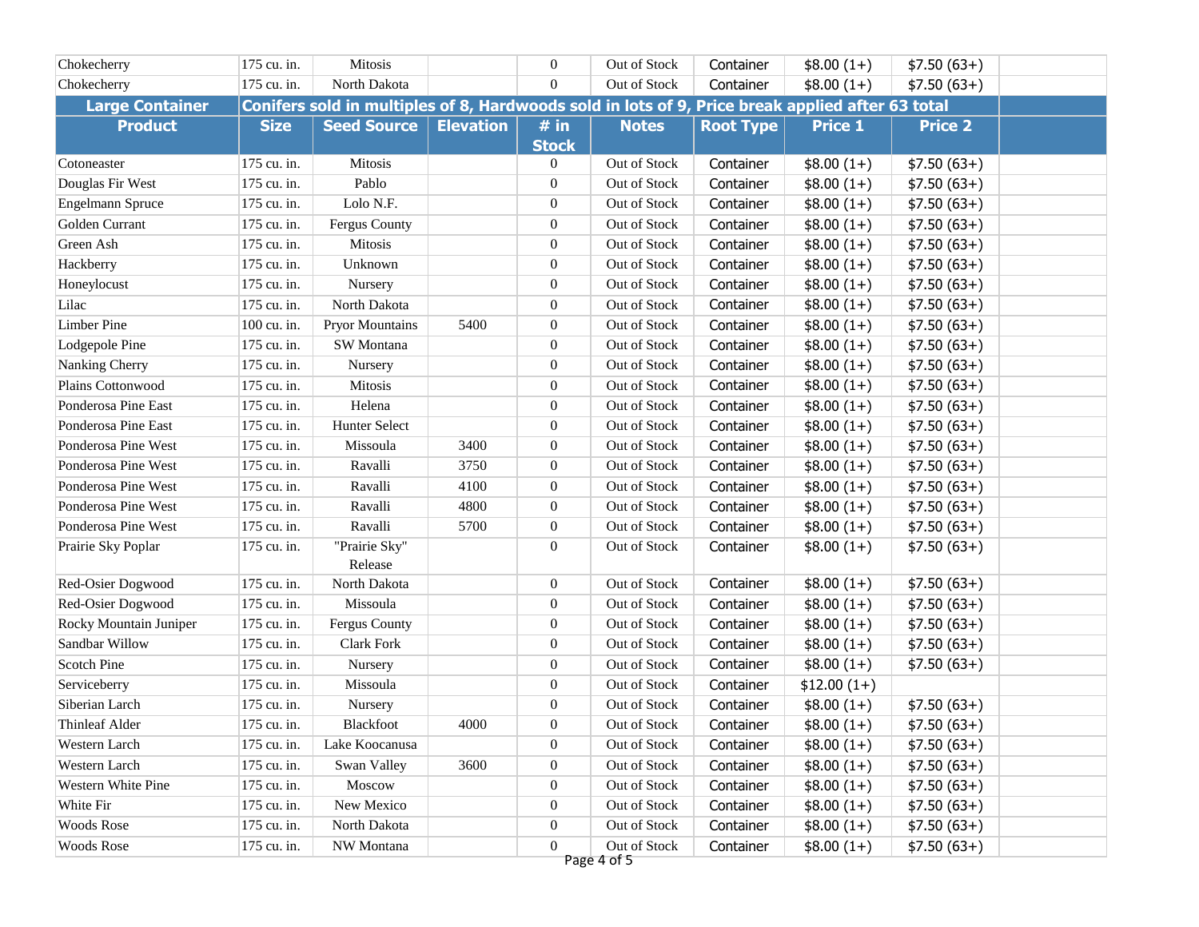| Chokecherry | 175 cu. in. | Mitosis | | 0 | Out of Stock | Container | $8.00 (1+) | $7.50 (63+) | |
|---|---|---|---|---|---|---|---|---|---|
| Chokecherry | 175 cu. in. | North Dakota | | 0 | Out of Stock | Container | $8.00 (1+) | $7.50 (63+) | |

| **Large Container** | **Conifers sold in multiples of 8, Hardwoods sold in lots of 9, Price break applied after 63 total** | | | | | | | | |
|---|---|---|---|---|---|---|---|---|---|
| **Product** | **Size** | **Seed Source** | **Elevation** | **# in Stock** | **Notes** | **Root Type** | **Price 1** | **Price 2** | |
| Cotoneaster | 175 cu. in. | Mitosis | | 0 | Out of Stock | Container | $8.00 (1+) | $7.50 (63+) | |
| Douglas Fir West | 175 cu. in. | Pablo | | 0 | Out of Stock | Container | $8.00 (1+) | $7.50 (63+) | |
| Engelmann Spruce | 175 cu. in. | Lolo N.F. | | 0 | Out of Stock | Container | $8.00 (1+) | $7.50 (63+) | |
| Golden Currant | 175 cu. in. | Fergus County | | 0 | Out of Stock | Container | $8.00 (1+) | $7.50 (63+) | |
| Green Ash | 175 cu. in. | Mitosis | | 0 | Out of Stock | Container | $8.00 (1+) | $7.50 (63+) | |
| Hackberry | 175 cu. in. | Unknown | | 0 | Out of Stock | Container | $8.00 (1+) | $7.50 (63+) | |
| Honeylocust | 175 cu. in. | Nursery | | 0 | Out of Stock | Container | $8.00 (1+) | $7.50 (63+) | |
| Lilac | 175 cu. in. | North Dakota | | 0 | Out of Stock | Container | $8.00 (1+) | $7.50 (63+) | |
| Limber Pine | 100 cu. in. | Pryor Mountains | 5400 | 0 | Out of Stock | Container | $8.00 (1+) | $7.50 (63+) | |
| Lodgepole Pine | 175 cu. in. | SW Montana | | 0 | Out of Stock | Container | $8.00 (1+) | $7.50 (63+) | |
| Nanking Cherry | 175 cu. in. | Nursery | | 0 | Out of Stock | Container | $8.00 (1+) | $7.50 (63+) | |
| Plains Cottonwood | 175 cu. in. | Mitosis | | 0 | Out of Stock | Container | $8.00 (1+) | $7.50 (63+) | |
| Ponderosa Pine East | 175 cu. in. | Helena | | 0 | Out of Stock | Container | $8.00 (1+) | $7.50 (63+) | |
| Ponderosa Pine East | 175 cu. in. | Hunter Select | | 0 | Out of Stock | Container | $8.00 (1+) | $7.50 (63+) | |
| Ponderosa Pine West | 175 cu. in. | Missoula | 3400 | 0 | Out of Stock | Container | $8.00 (1+) | $7.50 (63+) | |
| Ponderosa Pine West | 175 cu. in. | Ravalli | 3750 | 0 | Out of Stock | Container | $8.00 (1+) | $7.50 (63+) | |
| Ponderosa Pine West | 175 cu. in. | Ravalli | 4100 | 0 | Out of Stock | Container | $8.00 (1+) | $7.50 (63+) | |
| Ponderosa Pine West | 175 cu. in. | Ravalli | 4800 | 0 | Out of Stock | Container | $8.00 (1+) | $7.50 (63+) | |
| Ponderosa Pine West | 175 cu. in. | Ravalli | 5700 | 0 | Out of Stock | Container | $8.00 (1+) | $7.50 (63+) | |
| Prairie Sky Poplar | 175 cu. in. | "Prairie Sky" Release | | 0 | Out of Stock | Container | $8.00 (1+) | $7.50 (63+) | |
| Red-Osier Dogwood | 175 cu. in. | North Dakota | | 0 | Out of Stock | Container | $8.00 (1+) | $7.50 (63+) | |
| Red-Osier Dogwood | 175 cu. in. | Missoula | | 0 | Out of Stock | Container | $8.00 (1+) | $7.50 (63+) | |
| Rocky Mountain Juniper | 175 cu. in. | Fergus County | | 0 | Out of Stock | Container | $8.00 (1+) | $7.50 (63+) | |
| Sandbar Willow | 175 cu. in. | Clark Fork | | 0 | Out of Stock | Container | $8.00 (1+) | $7.50 (63+) | |
| Scotch Pine | 175 cu. in. | Nursery | | 0 | Out of Stock | Container | $8.00 (1+) | $7.50 (63+) | |
| Serviceberry | 175 cu. in. | Missoula | | 0 | Out of Stock | Container | $12.00 (1+) | | |
| Siberian Larch | 175 cu. in. | Nursery | | 0 | Out of Stock | Container | $8.00 (1+) | $7.50 (63+) | |
| Thinleaf Alder | 175 cu. in. | Blackfoot | 4000 | 0 | Out of Stock | Container | $8.00 (1+) | $7.50 (63+) | |
| Western Larch | 175 cu. in. | Lake Koocanusa | | 0 | Out of Stock | Container | $8.00 (1+) | $7.50 (63+) | |
| Western Larch | 175 cu. in. | Swan Valley | 3600 | 0 | Out of Stock | Container | $8.00 (1+) | $7.50 (63+) | |
| Western White Pine | 175 cu. in. | Moscow | | 0 | Out of Stock | Container | $8.00 (1+) | $7.50 (63+) | |
| White Fir | 175 cu. in. | New Mexico | | 0 | Out of Stock | Container | $8.00 (1+) | $7.50 (63+) | |
| Woods Rose | 175 cu. in. | North Dakota | | 0 | Out of Stock | Container | $8.00 (1+) | $7.50 (63+) | |
| Woods Rose | 175 cu. in. | NW Montana | | 0 | Out of Stock | Container | $8.00 (1+) | $7.50 (63+) | |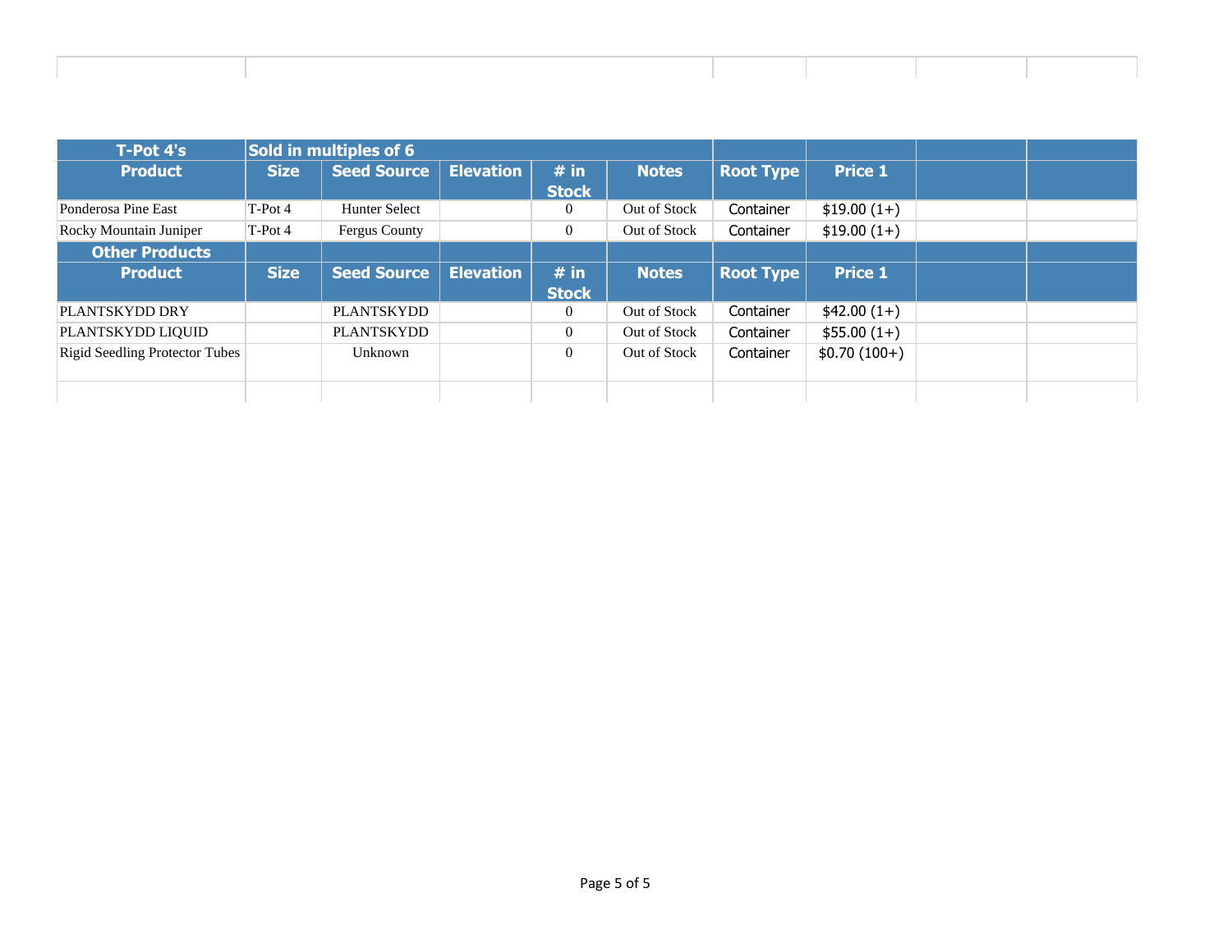| T-Pot 4's | Sold in multiples of 6 | | | | | | | | |
|---|---|---|---|---|---|---|---|---|---|
| **Product** | **Size** | **Seed Source** | **Elevation** | **# in Stock** | **Notes** | **Root Type** | **Price 1** | | |
| Ponderosa Pine East | T-Pot 4 | Hunter Select | | 0 | Out of Stock | Container | $19.00 (1+) | | |
| Rocky Mountain Juniper | T-Pot 4 | Fergus County | | 0 | Out of Stock | Container | $19.00 (1+) | | |
| **Other Products** | | | | | | | | | |
| **Product** | **Size** | **Seed Source** | **Elevation** | **# in Stock** | **Notes** | **Root Type** | **Price 1** | | |
| PLANTSKYDD DRY | | PLANTSKYDD | | 0 | Out of Stock | Container | $42.00 (1+) | | |
| PLANTSKYDD LIQUID | | PLANTSKYDD | | 0 | Out of Stock | Container | $55.00 (1+) | | |
| Rigid Seedling Protector Tubes | | Unknown | | 0 | Out of Stock | Container | $0.70 (100+) | | |